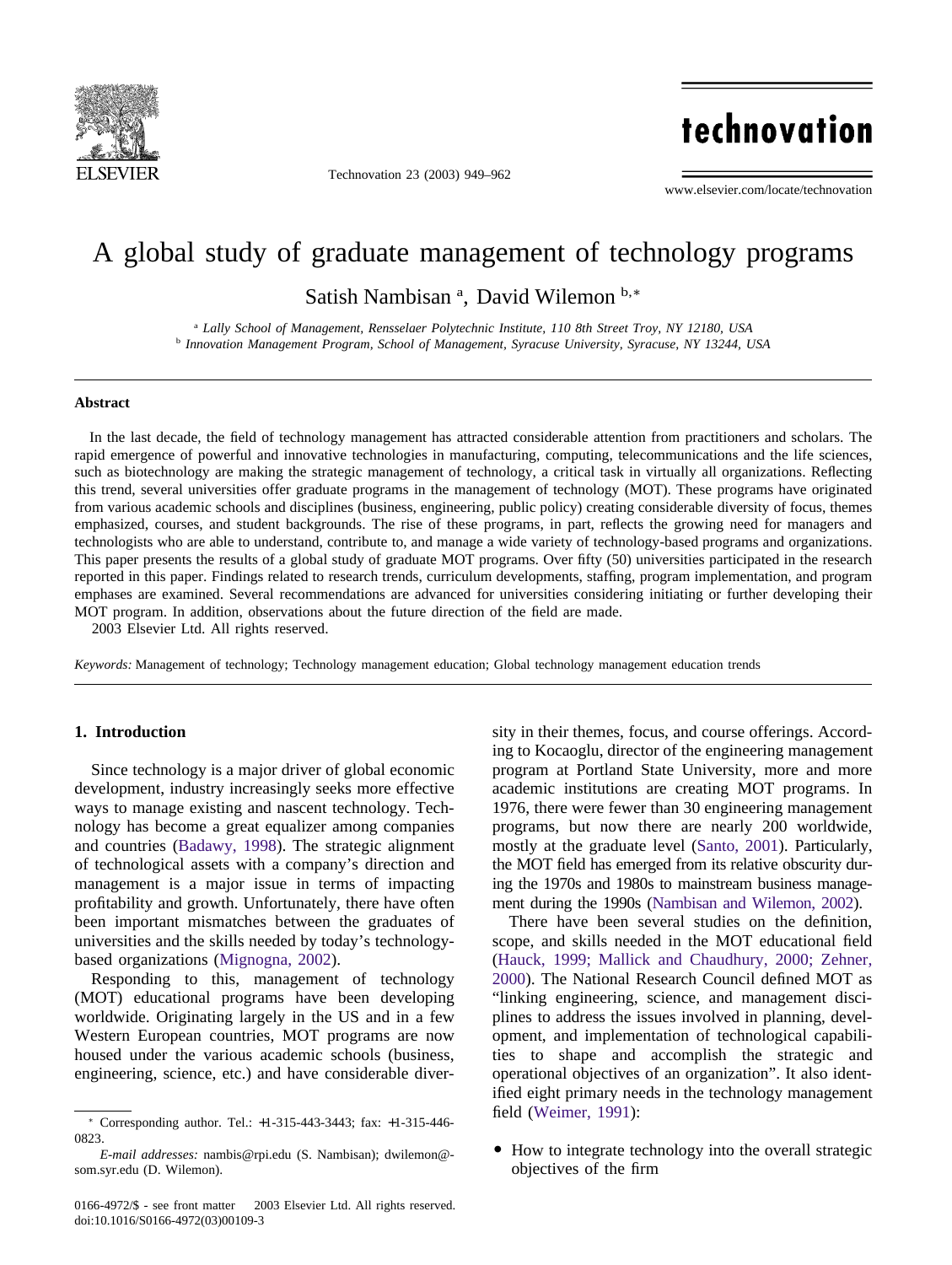# A global study of graduate management of technology programs

Satish Nambisan [a], David Wilemon [b,*]

[a] *Lally School of Management, Rensselaer Polytechnic Institute, 110 8th Street Troy, NY 12180, USA*
[b] *Innovation Management Program, School of Management, Syracuse University, Syracuse, NY 13244, USA*

## Abstract

In the last decade, the field of technology management has attracted considerable attention from practitioners and scholars. The rapid emergence of powerful and innovative technologies in manufacturing, computing, telecommunications and the life sciences, such as biotechnology are making the strategic management of technology, a critical task in virtually all organizations. Reflecting this trend, several universities offer graduate programs in the management of technology (MOT). These programs have originated from various academic schools and disciplines (business, engineering, public policy) creating considerable diversity of focus, themes emphasized, courses, and student backgrounds. The rise of these programs, in part, reflects the growing need for managers and technologists who are able to understand, contribute to, and manage a wide variety of technology-based programs and organizations. This paper presents the results of a global study of graduate MOT programs. Over fifty (50) universities participated in the research reported in this paper. Findings related to research trends, curriculum developments, staffing, program implementation, and program emphases are examined. Several recommendations are advanced for universities considering initiating or further developing their MOT program. In addition, observations about the future direction of the field are made.

2003 Elsevier Ltd. All rights reserved.

*Keywords:* Management of technology; Technology management education; Global technology management education trends

## 1. Introduction

Since technology is a major driver of global economic development, industry increasingly seeks more effective ways to manage existing and nascent technology. Technology has become a great equalizer among companies and countries (Badawy, 1998). The strategic alignment of technological assets with a company's direction and management is a major issue in terms of impacting profitability and growth. Unfortunately, there have often been important mismatches between the graduates of universities and the skills needed by today's technology-based organizations (Mignogna, 2002).

Responding to this, management of technology (MOT) educational programs have been developing worldwide. Originating largely in the US and in a few Western European countries, MOT programs are now housed under the various academic schools (business, engineering, science, etc.) and have considerable diversity in their themes, focus, and course offerings. According to Kocaoglu, director of the engineering management program at Portland State University, more and more academic institutions are creating MOT programs. In 1976, there were fewer than 30 engineering management programs, but now there are nearly 200 worldwide, mostly at the graduate level (Santo, 2001). Particularly, the MOT field has emerged from its relative obscurity during the 1970s and 1980s to mainstream business management during the 1990s (Nambisan and Wilemon, 2002).

There have been several studies on the definition, scope, and skills needed in the MOT educational field (Hauck, 1999; Mallick and Chaudhury, 2000; Zehner, 2000). The National Research Council defined MOT as "linking engineering, science, and management disciplines to address the issues involved in planning, development, and implementation of technological capabilities to shape and accomplish the strategic and operational objectives of an organization". It also identified eight primary needs in the technology management field (Weimer, 1991):

- How to integrate technology into the overall strategic objectives of the firm

---

* Corresponding author. Tel.: +1-315-443-3443; fax: +1-315-446-0823.

*E-mail addresses:* nambis@rpi.edu (S. Nambisan); dwilemon@som.syr.edu (D. Wilemon).

0166-4972/$ - see front matter 2003 Elsevier Ltd. All rights reserved.
doi:10.1016/S0166-4972(03)00109-3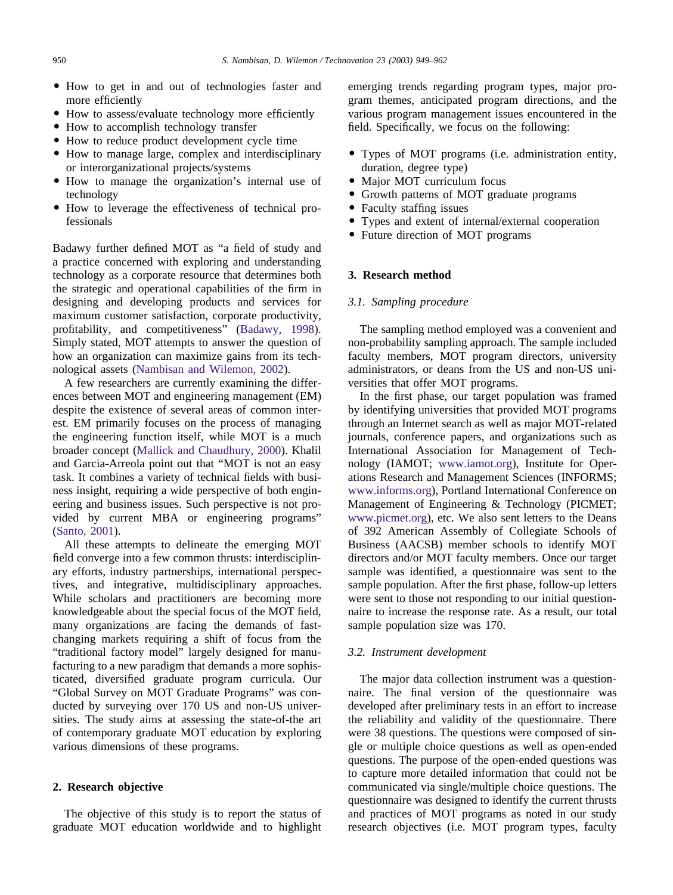- How to get in and out of technologies faster and more efficiently
- How to assess/evaluate technology more efficiently
- How to accomplish technology transfer
- How to reduce product development cycle time
- How to manage large, complex and interdisciplinary or interorganizational projects/systems
- How to manage the organization's internal use of technology
- How to leverage the effectiveness of technical professionals

Badawy further defined MOT as "a field of study and a practice concerned with exploring and understanding technology as a corporate resource that determines both the strategic and operational capabilities of the firm in designing and developing products and services for maximum customer satisfaction, corporate productivity, profitability, and competitiveness" (Badawy, 1998). Simply stated, MOT attempts to answer the question of how an organization can maximize gains from its technological assets (Nambisan and Wilemon, 2002).

A few researchers are currently examining the differences between MOT and engineering management (EM) despite the existence of several areas of common interest. EM primarily focuses on the process of managing the engineering function itself, while MOT is a much broader concept (Mallick and Chaudhury, 2000). Khalil and Garcia-Arreola point out that "MOT is not an easy task. It combines a variety of technical fields with business insight, requiring a wide perspective of both engineering and business issues. Such perspective is not provided by current MBA or engineering programs" (Santo, 2001).

All these attempts to delineate the emerging MOT field converge into a few common thrusts: interdisciplinary efforts, industry partnerships, international perspectives, and integrative, multidisciplinary approaches. While scholars and practitioners are becoming more knowledgeable about the special focus of the MOT field, many organizations are facing the demands of fast-changing markets requiring a shift of focus from the "traditional factory model" largely designed for manufacturing to a new paradigm that demands a more sophisticated, diversified graduate program curricula. Our "Global Survey on MOT Graduate Programs" was conducted by surveying over 170 US and non-US universities. The study aims at assessing the state-of-the art of contemporary graduate MOT education by exploring various dimensions of these programs.

## 2. Research objective

The objective of this study is to report the status of graduate MOT education worldwide and to highlight emerging trends regarding program types, major program themes, anticipated program directions, and the various program management issues encountered in the field. Specifically, we focus on the following:

- Types of MOT programs (i.e. administration entity, duration, degree type)
- Major MOT curriculum focus
- Growth patterns of MOT graduate programs
- Faculty staffing issues
- Types and extent of internal/external cooperation
- Future direction of MOT programs

## 3. Research method

### *3.1. Sampling procedure*

The sampling method employed was a convenient and non-probability sampling approach. The sample included faculty members, MOT program directors, university administrators, or deans from the US and non-US universities that offer MOT programs.

In the first phase, our target population was framed by identifying universities that provided MOT programs through an Internet search as well as major MOT-related journals, conference papers, and organizations such as International Association for Management of Technology (IAMOT; www.iamot.org), Institute for Operations Research and Management Sciences (INFORMS; www.informs.org), Portland International Conference on Management of Engineering & Technology (PICMET; www.picmet.org), etc. We also sent letters to the Deans of 392 American Assembly of Collegiate Schools of Business (AACSB) member schools to identify MOT directors and/or MOT faculty members. Once our target sample was identified, a questionnaire was sent to the sample population. After the first phase, follow-up letters were sent to those not responding to our initial questionnaire to increase the response rate. As a result, our total sample population size was 170.

### *3.2. Instrument development*

The major data collection instrument was a questionnaire. The final version of the questionnaire was developed after preliminary tests in an effort to increase the reliability and validity of the questionnaire. There were 38 questions. The questions were composed of single or multiple choice questions as well as open-ended questions. The purpose of the open-ended questions was to capture more detailed information that could not be communicated via single/multiple choice questions. The questionnaire was designed to identify the current thrusts and practices of MOT programs as noted in our study research objectives (i.e. MOT program types, faculty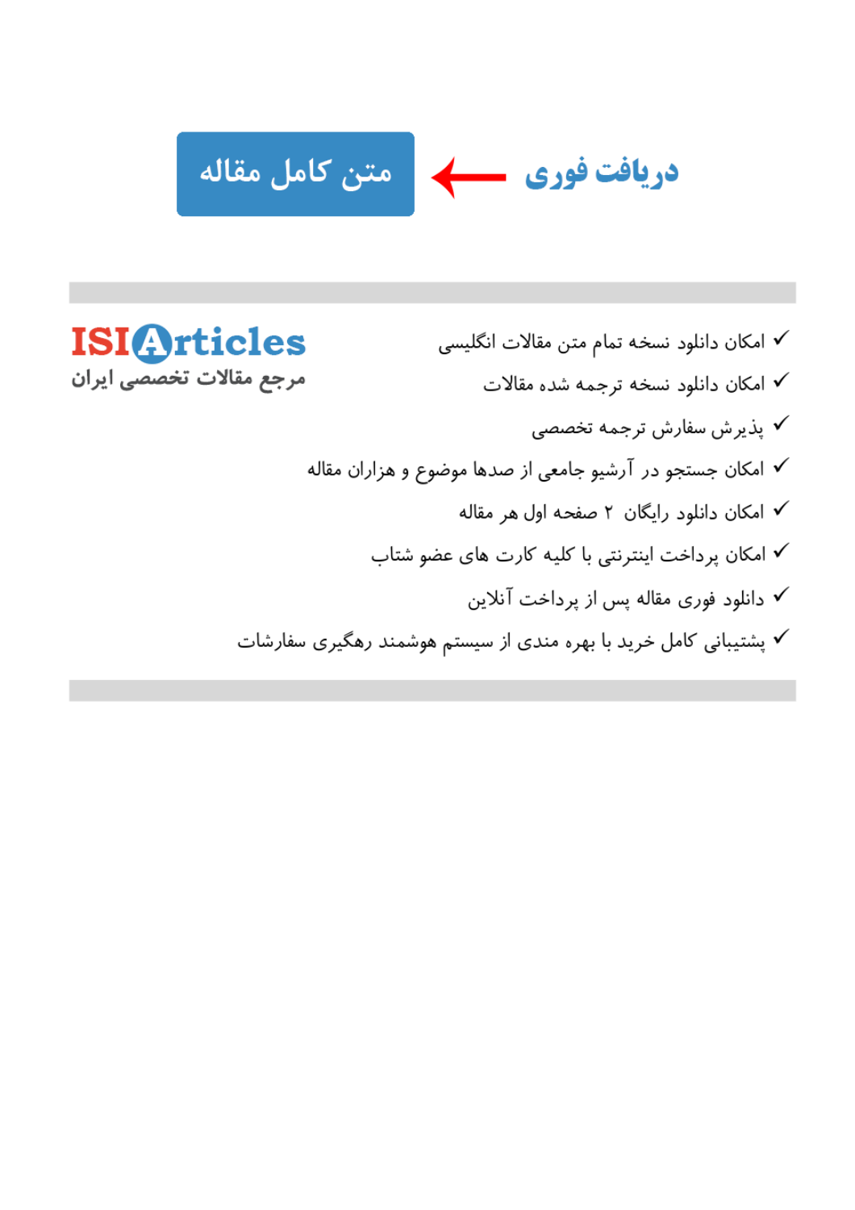دریافت فوری ← **متن کامل مقاله**

**ISIArticles**
مرجع مقالات تخصصی ایران

- ✓ امکان دانلود نسخه تمام متن مقالات انگلیسی
- ✓ امکان دانلود نسخه ترجمه شده مقالات
- ✓ پذیرش سفارش ترجمه تخصصی
- ✓ امکان جستجو در آرشیو جامعی از صدها موضوع و هزاران مقاله
- ✓ امکان دانلود رایگان ۲ صفحه اول هر مقاله
- ✓ امکان پرداخت اینترنتی با کلیه کارت های عضو شتاب
- ✓ دانلود فوری مقاله پس از پرداخت آنلاین
- ✓ پشتیبانی کامل خرید با بهره مندی از سیستم هوشمند رهگیری سفارشات